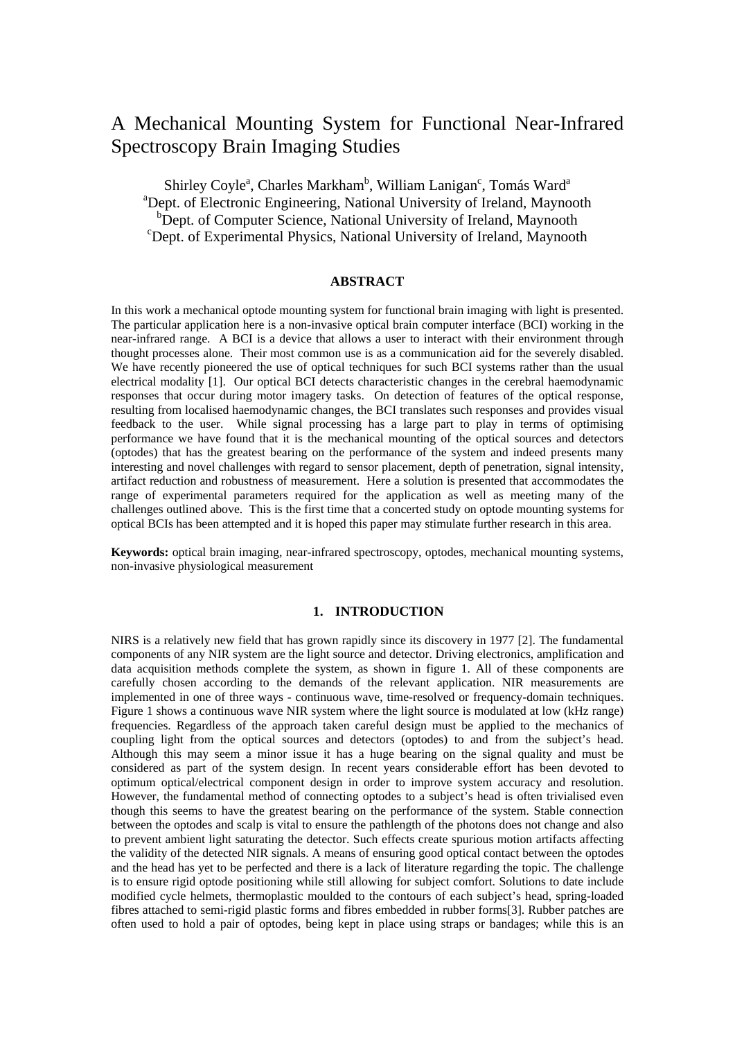# A Mechanical Mounting System for Functional Near-Infrared Spectroscopy Brain Imaging Studies

Shirley Coyle[a], Charles Markham[b], William Lanigan[c], Tomás Ward[a]
[a]Dept. of Electronic Engineering, National University of Ireland, Maynooth
[b]Dept. of Computer Science, National University of Ireland, Maynooth
[c]Dept. of Experimental Physics, National University of Ireland, Maynooth

## ABSTRACT

In this work a mechanical optode mounting system for functional brain imaging with light is presented. The particular application here is a non-invasive optical brain computer interface (BCI) working in the near-infrared range. A BCI is a device that allows a user to interact with their environment through thought processes alone. Their most common use is as a communication aid for the severely disabled. We have recently pioneered the use of optical techniques for such BCI systems rather than the usual electrical modality [1]. Our optical BCI detects characteristic changes in the cerebral haemodynamic responses that occur during motor imagery tasks. On detection of features of the optical response, resulting from localised haemodynamic changes, the BCI translates such responses and provides visual feedback to the user. While signal processing has a large part to play in terms of optimising performance we have found that it is the mechanical mounting of the optical sources and detectors (optodes) that has the greatest bearing on the performance of the system and indeed presents many interesting and novel challenges with regard to sensor placement, depth of penetration, signal intensity, artifact reduction and robustness of measurement. Here a solution is presented that accommodates the range of experimental parameters required for the application as well as meeting many of the challenges outlined above. This is the first time that a concerted study on optode mounting systems for optical BCIs has been attempted and it is hoped this paper may stimulate further research in this area.

**Keywords:** optical brain imaging, near-infrared spectroscopy, optodes, mechanical mounting systems, non-invasive physiological measurement

## 1. INTRODUCTION

NIRS is a relatively new field that has grown rapidly since its discovery in 1977 [2]. The fundamental components of any NIR system are the light source and detector. Driving electronics, amplification and data acquisition methods complete the system, as shown in figure 1. All of these components are carefully chosen according to the demands of the relevant application. NIR measurements are implemented in one of three ways - continuous wave, time-resolved or frequency-domain techniques. Figure 1 shows a continuous wave NIR system where the light source is modulated at low (kHz range) frequencies. Regardless of the approach taken careful design must be applied to the mechanics of coupling light from the optical sources and detectors (optodes) to and from the subject's head. Although this may seem a minor issue it has a huge bearing on the signal quality and must be considered as part of the system design. In recent years considerable effort has been devoted to optimum optical/electrical component design in order to improve system accuracy and resolution. However, the fundamental method of connecting optodes to a subject's head is often trivialised even though this seems to have the greatest bearing on the performance of the system. Stable connection between the optodes and scalp is vital to ensure the pathlength of the photons does not change and also to prevent ambient light saturating the detector. Such effects create spurious motion artifacts affecting the validity of the detected NIR signals. A means of ensuring good optical contact between the optodes and the head has yet to be perfected and there is a lack of literature regarding the topic. The challenge is to ensure rigid optode positioning while still allowing for subject comfort. Solutions to date include modified cycle helmets, thermoplastic moulded to the contours of each subject's head, spring-loaded fibres attached to semi-rigid plastic forms and fibres embedded in rubber forms[3]. Rubber patches are often used to hold a pair of optodes, being kept in place using straps or bandages; while this is an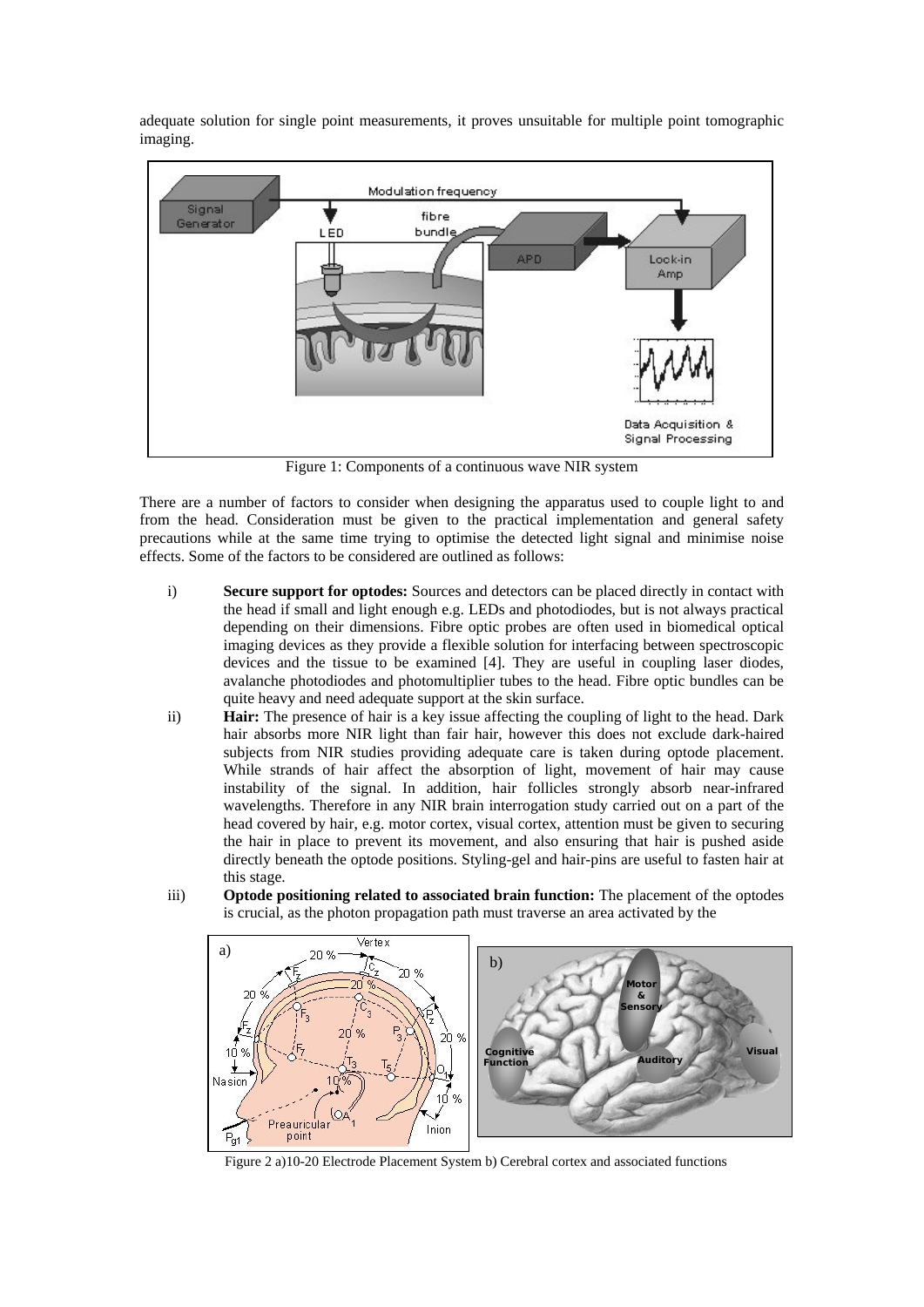adequate solution for single point measurements, it proves unsuitable for multiple point tomographic imaging.

Figure 1: Components of a continuous wave NIR system

There are a number of factors to consider when designing the apparatus used to couple light to and from the head. Consideration must be given to the practical implementation and general safety precautions while at the same time trying to optimise the detected light signal and minimise noise effects. Some of the factors to be considered are outlined as follows:

i) **Secure support for optodes:** Sources and detectors can be placed directly in contact with the head if small and light enough e.g. LEDs and photodiodes, but is not always practical depending on their dimensions. Fibre optic probes are often used in biomedical optical imaging devices as they provide a flexible solution for interfacing between spectroscopic devices and the tissue to be examined [4]. They are useful in coupling laser diodes, avalanche photodiodes and photomultiplier tubes to the head. Fibre optic bundles can be quite heavy and need adequate support at the skin surface.

ii) **Hair:** The presence of hair is a key issue affecting the coupling of light to the head. Dark hair absorbs more NIR light than fair hair, however this does not exclude dark-haired subjects from NIR studies providing adequate care is taken during optode placement. While strands of hair affect the absorption of light, movement of hair may cause instability of the signal. In addition, hair follicles strongly absorb near-infrared wavelengths. Therefore in any NIR brain interrogation study carried out on a part of the head covered by hair, e.g. motor cortex, visual cortex, attention must be given to securing the hair in place to prevent its movement, and also ensuring that hair is pushed aside directly beneath the optode positions. Styling-gel and hair-pins are useful to fasten hair at this stage.

iii) **Optode positioning related to associated brain function:** The placement of the optodes is crucial, as the photon propagation path must traverse an area activated by the

Figure 2 a)10-20 Electrode Placement System b) Cerebral cortex and associated functions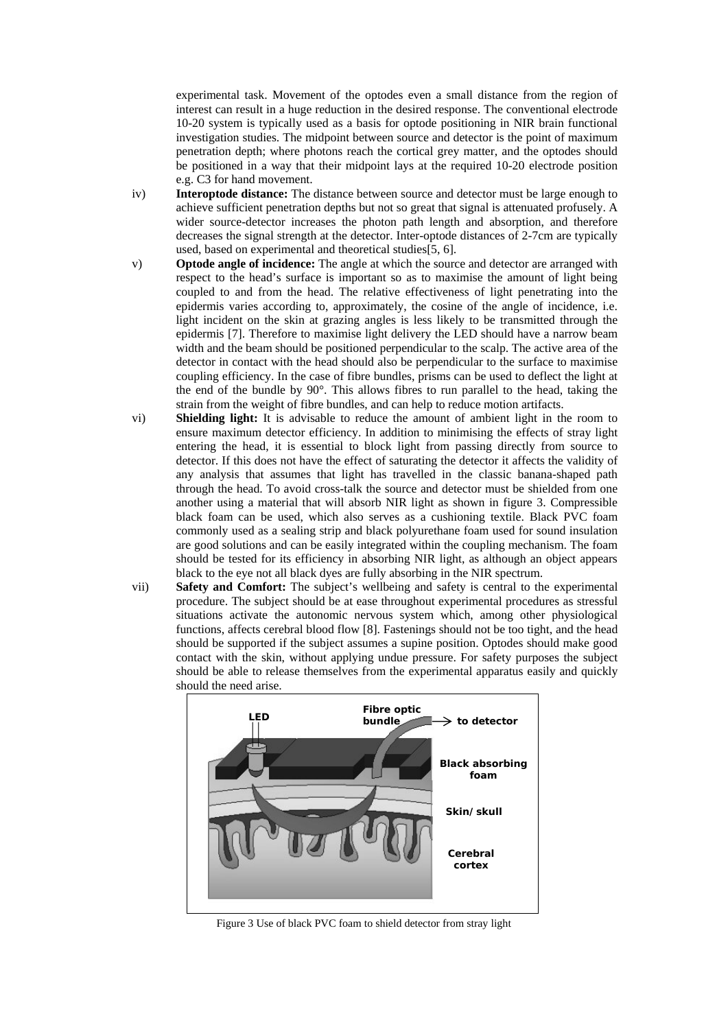experimental task. Movement of the optodes even a small distance from the region of interest can result in a huge reduction in the desired response. The conventional electrode 10-20 system is typically used as a basis for optode positioning in NIR brain functional investigation studies. The midpoint between source and detector is the point of maximum penetration depth; where photons reach the cortical grey matter, and the optodes should be positioned in a way that their midpoint lays at the required 10-20 electrode position e.g. C3 for hand movement.

iv) **Interoptode distance:** The distance between source and detector must be large enough to achieve sufficient penetration depths but not so great that signal is attenuated profusely. A wider source-detector increases the photon path length and absorption, and therefore decreases the signal strength at the detector. Inter-optode distances of 2-7cm are typically used, based on experimental and theoretical studies[5, 6].

v) **Optode angle of incidence:** The angle at which the source and detector are arranged with respect to the head's surface is important so as to maximise the amount of light being coupled to and from the head. The relative effectiveness of light penetrating into the epidermis varies according to, approximately, the cosine of the angle of incidence, i.e. light incident on the skin at grazing angles is less likely to be transmitted through the epidermis [7]. Therefore to maximise light delivery the LED should have a narrow beam width and the beam should be positioned perpendicular to the scalp. The active area of the detector in contact with the head should also be perpendicular to the surface to maximise coupling efficiency. In the case of fibre bundles, prisms can be used to deflect the light at the end of the bundle by 90°. This allows fibres to run parallel to the head, taking the strain from the weight of fibre bundles, and can help to reduce motion artifacts.

vi) **Shielding light:** It is advisable to reduce the amount of ambient light in the room to ensure maximum detector efficiency. In addition to minimising the effects of stray light entering the head, it is essential to block light from passing directly from source to detector. If this does not have the effect of saturating the detector it affects the validity of any analysis that assumes that light has travelled in the classic banana-shaped path through the head. To avoid cross-talk the source and detector must be shielded from one another using a material that will absorb NIR light as shown in figure 3. Compressible black foam can be used, which also serves as a cushioning textile. Black PVC foam commonly used as a sealing strip and black polyurethane foam used for sound insulation are good solutions and can be easily integrated within the coupling mechanism. The foam should be tested for its efficiency in absorbing NIR light, as although an object appears black to the eye not all black dyes are fully absorbing in the NIR spectrum.

vii) **Safety and Comfort:** The subject's wellbeing and safety is central to the experimental procedure. The subject should be at ease throughout experimental procedures as stressful situations activate the autonomic nervous system which, among other physiological functions, affects cerebral blood flow [8]. Fastenings should not be too tight, and the head should be supported if the subject assumes a supine position. Optodes should make good contact with the skin, without applying undue pressure. For safety purposes the subject should be able to release themselves from the experimental apparatus easily and quickly should the need arise.

Figure 3 Use of black PVC foam to shield detector from stray light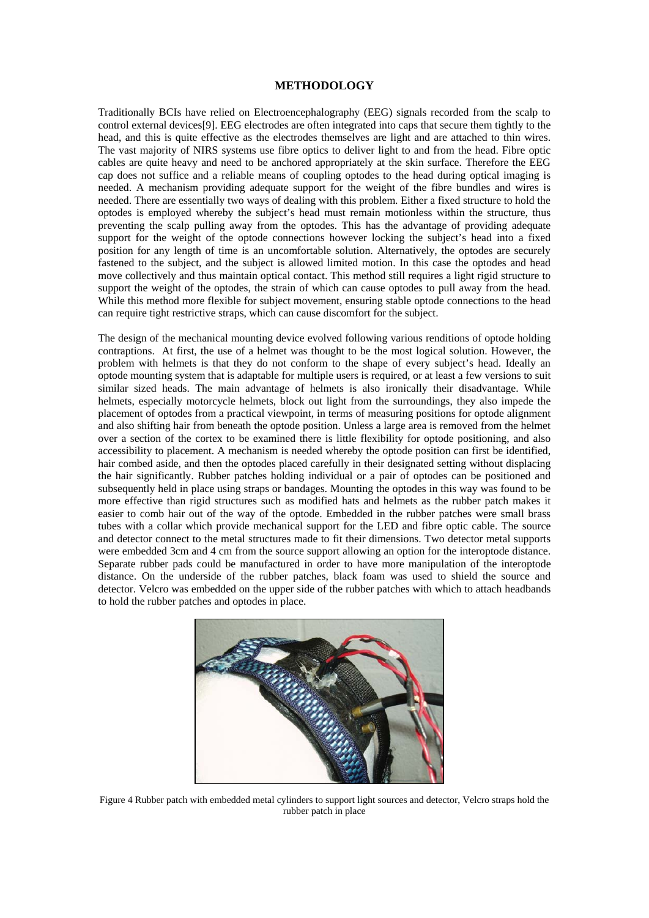## METHODOLOGY

Traditionally BCIs have relied on Electroencephalography (EEG) signals recorded from the scalp to control external devices[9]. EEG electrodes are often integrated into caps that secure them tightly to the head, and this is quite effective as the electrodes themselves are light and are attached to thin wires. The vast majority of NIRS systems use fibre optics to deliver light to and from the head. Fibre optic cables are quite heavy and need to be anchored appropriately at the skin surface. Therefore the EEG cap does not suffice and a reliable means of coupling optodes to the head during optical imaging is needed. A mechanism providing adequate support for the weight of the fibre bundles and wires is needed. There are essentially two ways of dealing with this problem. Either a fixed structure to hold the optodes is employed whereby the subject's head must remain motionless within the structure, thus preventing the scalp pulling away from the optodes. This has the advantage of providing adequate support for the weight of the optode connections however locking the subject's head into a fixed position for any length of time is an uncomfortable solution. Alternatively, the optodes are securely fastened to the subject, and the subject is allowed limited motion. In this case the optodes and head move collectively and thus maintain optical contact. This method still requires a light rigid structure to support the weight of the optodes, the strain of which can cause optodes to pull away from the head. While this method more flexible for subject movement, ensuring stable optode connections to the head can require tight restrictive straps, which can cause discomfort for the subject.

The design of the mechanical mounting device evolved following various renditions of optode holding contraptions. At first, the use of a helmet was thought to be the most logical solution. However, the problem with helmets is that they do not conform to the shape of every subject's head. Ideally an optode mounting system that is adaptable for multiple users is required, or at least a few versions to suit similar sized heads. The main advantage of helmets is also ironically their disadvantage. While helmets, especially motorcycle helmets, block out light from the surroundings, they also impede the placement of optodes from a practical viewpoint, in terms of measuring positions for optode alignment and also shifting hair from beneath the optode position. Unless a large area is removed from the helmet over a section of the cortex to be examined there is little flexibility for optode positioning, and also accessibility to placement. A mechanism is needed whereby the optode position can first be identified, hair combed aside, and then the optodes placed carefully in their designated setting without displacing the hair significantly. Rubber patches holding individual or a pair of optodes can be positioned and subsequently held in place using straps or bandages. Mounting the optodes in this way was found to be more effective than rigid structures such as modified hats and helmets as the rubber patch makes it easier to comb hair out of the way of the optode. Embedded in the rubber patches were small brass tubes with a collar which provide mechanical support for the LED and fibre optic cable. The source and detector connect to the metal structures made to fit their dimensions. Two detector metal supports were embedded 3cm and 4 cm from the source support allowing an option for the interoptode distance. Separate rubber pads could be manufactured in order to have more manipulation of the interoptode distance. On the underside of the rubber patches, black foam was used to shield the source and detector. Velcro was embedded on the upper side of the rubber patches with which to attach headbands to hold the rubber patches and optodes in place.

Figure 4 Rubber patch with embedded metal cylinders to support light sources and detector, Velcro straps hold the rubber patch in place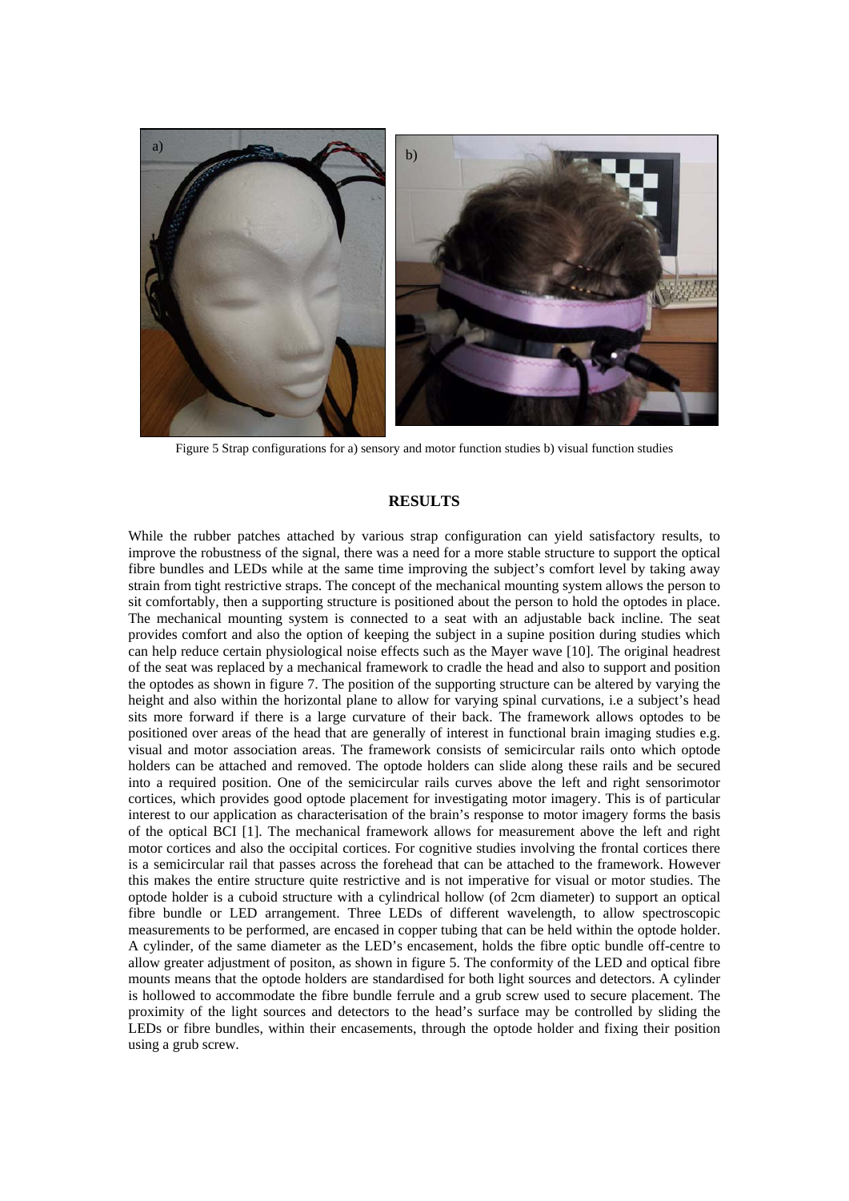a)

b)

Figure 5 Strap configurations for a) sensory and motor function studies b) visual function studies

## RESULTS

While the rubber patches attached by various strap configuration can yield satisfactory results, to improve the robustness of the signal, there was a need for a more stable structure to support the optical fibre bundles and LEDs while at the same time improving the subject's comfort level by taking away strain from tight restrictive straps. The concept of the mechanical mounting system allows the person to sit comfortably, then a supporting structure is positioned about the person to hold the optodes in place. The mechanical mounting system is connected to a seat with an adjustable back incline. The seat provides comfort and also the option of keeping the subject in a supine position during studies which can help reduce certain physiological noise effects such as the Mayer wave [10]. The original headrest of the seat was replaced by a mechanical framework to cradle the head and also to support and position the optodes as shown in figure 7. The position of the supporting structure can be altered by varying the height and also within the horizontal plane to allow for varying spinal curvations, i.e a subject's head sits more forward if there is a large curvature of their back. The framework allows optodes to be positioned over areas of the head that are generally of interest in functional brain imaging studies e.g. visual and motor association areas. The framework consists of semicircular rails onto which optode holders can be attached and removed. The optode holders can slide along these rails and be secured into a required position. One of the semicircular rails curves above the left and right sensorimotor cortices, which provides good optode placement for investigating motor imagery. This is of particular interest to our application as characterisation of the brain's response to motor imagery forms the basis of the optical BCI [1]. The mechanical framework allows for measurement above the left and right motor cortices and also the occipital cortices. For cognitive studies involving the frontal cortices there is a semicircular rail that passes across the forehead that can be attached to the framework. However this makes the entire structure quite restrictive and is not imperative for visual or motor studies. The optode holder is a cuboid structure with a cylindrical hollow (of 2cm diameter) to support an optical fibre bundle or LED arrangement. Three LEDs of different wavelength, to allow spectroscopic measurements to be performed, are encased in copper tubing that can be held within the optode holder. A cylinder, of the same diameter as the LED's encasement, holds the fibre optic bundle off-centre to allow greater adjustment of positon, as shown in figure 5. The conformity of the LED and optical fibre mounts means that the optode holders are standardised for both light sources and detectors. A cylinder is hollowed to accommodate the fibre bundle ferrule and a grub screw used to secure placement. The proximity of the light sources and detectors to the head's surface may be controlled by sliding the LEDs or fibre bundles, within their encasements, through the optode holder and fixing their position using a grub screw.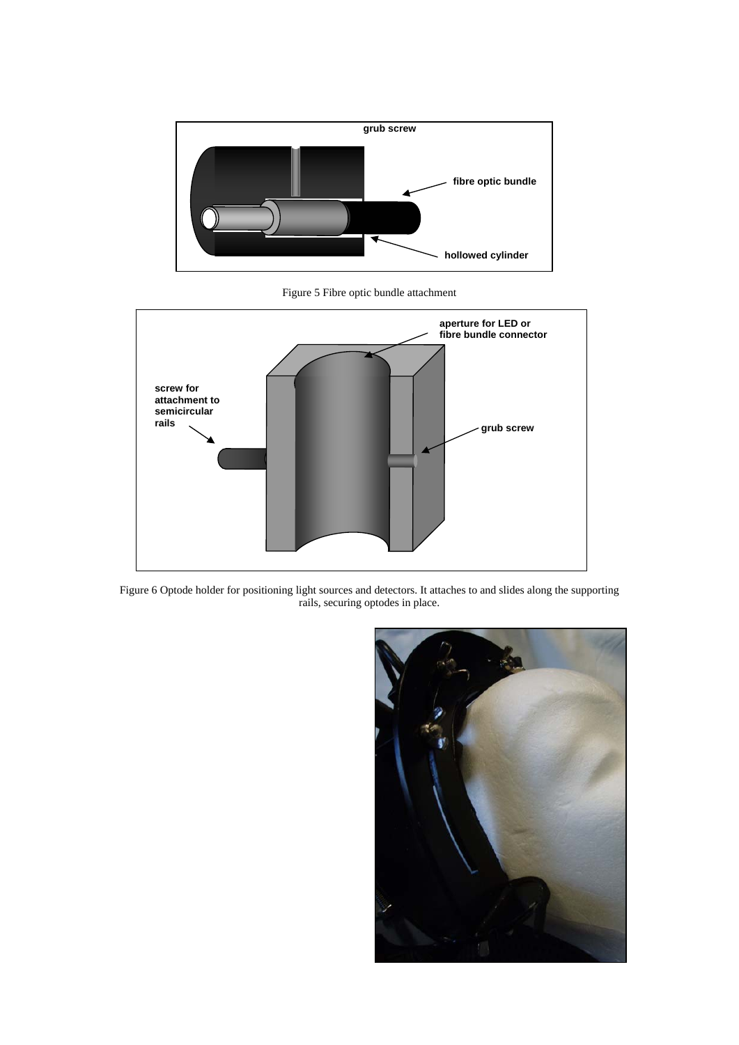Figure 5 Fibre optic bundle attachment

Figure 6 Optode holder for positioning light sources and detectors. It attaches to and slides along the supporting rails, securing optodes in place.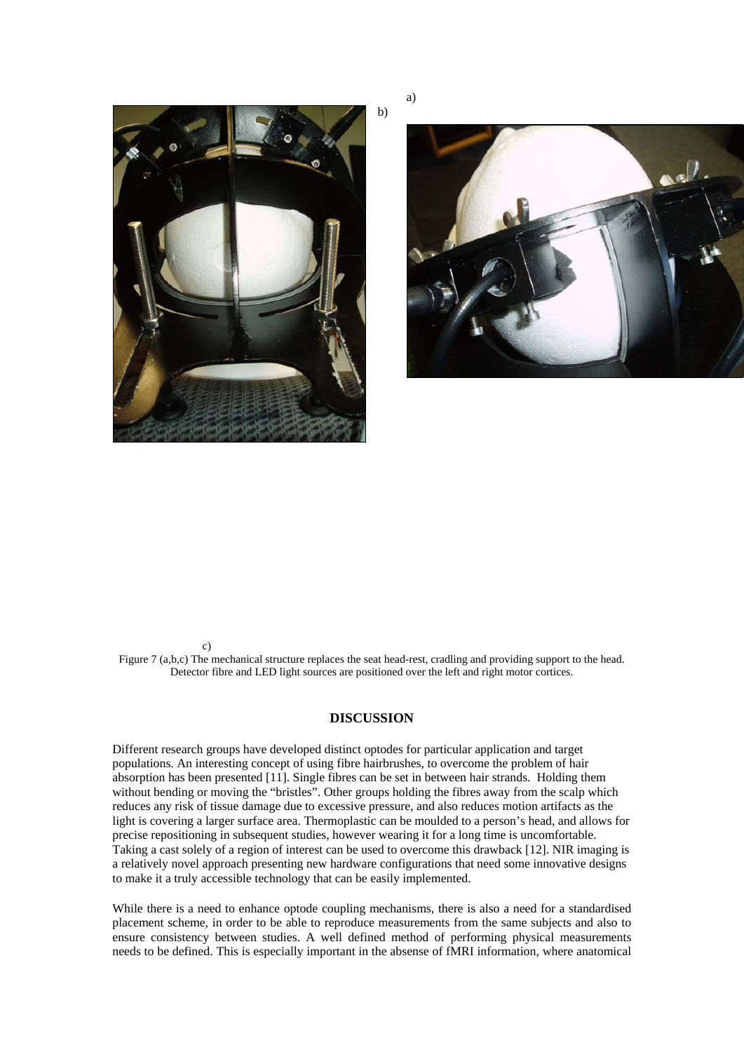a)

b)

c)

Figure 7 (a,b,c) The mechanical structure replaces the seat head-rest, cradling and providing support to the head. Detector fibre and LED light sources are positioned over the left and right motor cortices.

## DISCUSSION

Different research groups have developed distinct optodes for particular application and target populations. An interesting concept of using fibre hairbrushes, to overcome the problem of hair absorption has been presented [11]. Single fibres can be set in between hair strands. Holding them without bending or moving the "bristles". Other groups holding the fibres away from the scalp which reduces any risk of tissue damage due to excessive pressure, and also reduces motion artifacts as the light is covering a larger surface area. Thermoplastic can be moulded to a person's head, and allows for precise repositioning in subsequent studies, however wearing it for a long time is uncomfortable. Taking a cast solely of a region of interest can be used to overcome this drawback [12]. NIR imaging is a relatively novel approach presenting new hardware configurations that need some innovative designs to make it a truly accessible technology that can be easily implemented.

While there is a need to enhance optode coupling mechanisms, there is also a need for a standardised placement scheme, in order to be able to reproduce measurements from the same subjects and also to ensure consistency between studies. A well defined method of performing physical measurements needs to be defined. This is especially important in the absense of fMRI information, where anatomical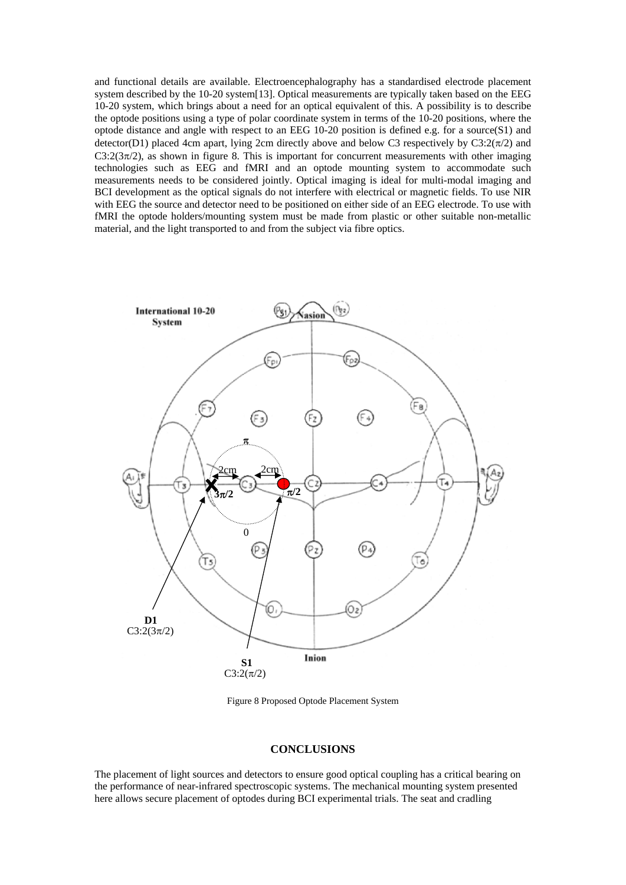and functional details are available. Electroencephalography has a standardised electrode placement system described by the 10-20 system[13]. Optical measurements are typically taken based on the EEG 10-20 system, which brings about a need for an optical equivalent of this. A possibility is to describe the optode positions using a type of polar coordinate system in terms of the 10-20 positions, where the optode distance and angle with respect to an EEG 10-20 position is defined e.g. for a source(S1) and detector(D1) placed 4cm apart, lying 2cm directly above and below C3 respectively by C3:2($\pi$/2) and C3:2(3$\pi$/2), as shown in figure 8. This is important for concurrent measurements with other imaging technologies such as EEG and fMRI and an optode mounting system to accommodate such measurements needs to be considered jointly. Optical imaging is ideal for multi-modal imaging and BCI development as the optical signals do not interfere with electrical or magnetic fields. To use NIR with EEG the source and detector need to be positioned on either side of an EEG electrode. To use with fMRI the optode holders/mounting system must be made from plastic or other suitable non-metallic material, and the light transported to and from the subject via fibre optics.

Figure 8 Proposed Optode Placement System

## CONCLUSIONS

The placement of light sources and detectors to ensure good optical coupling has a critical bearing on the performance of near-infrared spectroscopic systems. The mechanical mounting system presented here allows secure placement of optodes during BCI experimental trials. The seat and cradling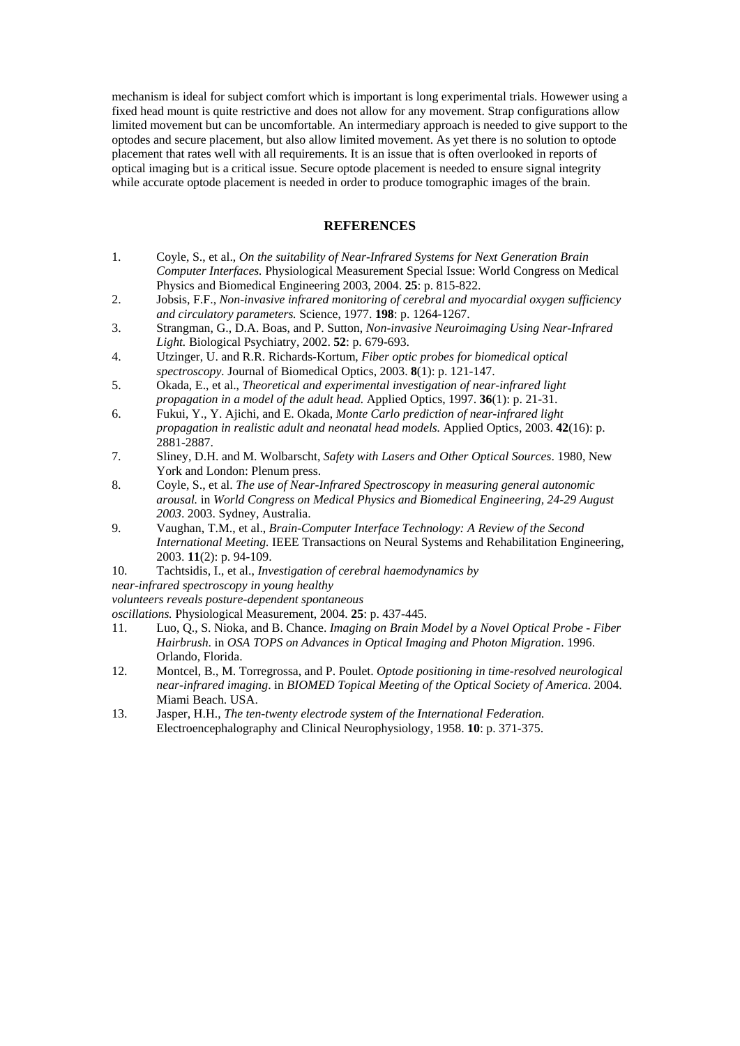mechanism is ideal for subject comfort which is important is long experimental trials. Howewer using a fixed head mount is quite restrictive and does not allow for any movement. Strap configurations allow limited movement but can be uncomfortable. An intermediary approach is needed to give support to the optodes and secure placement, but also allow limited movement. As yet there is no solution to optode placement that rates well with all requirements. It is an issue that is often overlooked in reports of optical imaging but is a critical issue. Secure optode placement is needed to ensure signal integrity while accurate optode placement is needed in order to produce tomographic images of the brain.

## REFERENCES

1. Coyle, S., et al., *On the suitability of Near-Infrared Systems for Next Generation Brain Computer Interfaces.* Physiological Measurement Special Issue: World Congress on Medical Physics and Biomedical Engineering 2003, 2004. **25**: p. 815-822.
2. Jobsis, F.F., *Non-invasive infrared monitoring of cerebral and myocardial oxygen sufficiency and circulatory parameters.* Science, 1977. **198**: p. 1264-1267.
3. Strangman, G., D.A. Boas, and P. Sutton, *Non-invasive Neuroimaging Using Near-Infrared Light.* Biological Psychiatry, 2002. **52**: p. 679-693.
4. Utzinger, U. and R.R. Richards-Kortum, *Fiber optic probes for biomedical optical spectroscopy.* Journal of Biomedical Optics, 2003. **8**(1): p. 121-147.
5. Okada, E., et al., *Theoretical and experimental investigation of near-infrared light propagation in a model of the adult head.* Applied Optics, 1997. **36**(1): p. 21-31.
6. Fukui, Y., Y. Ajichi, and E. Okada, *Monte Carlo prediction of near-infrared light propagation in realistic adult and neonatal head models.* Applied Optics, 2003. **42**(16): p. 2881-2887.
7. Sliney, D.H. and M. Wolbarscht, *Safety with Lasers and Other Optical Sources*. 1980, New York and London: Plenum press.
8. Coyle, S., et al. *The use of Near-Infrared Spectroscopy in measuring general autonomic arousal.* in *World Congress on Medical Physics and Biomedical Engineering, 24-29 August 2003*. 2003. Sydney, Australia.
9. Vaughan, T.M., et al., *Brain-Computer Interface Technology: A Review of the Second International Meeting.* IEEE Transactions on Neural Systems and Rehabilitation Engineering, 2003. **11**(2): p. 94-109.
10. Tachtsidis, I., et al., *Investigation of cerebral haemodynamics by near-infrared spectroscopy in young healthy volunteers reveals posture-dependent spontaneous oscillations.* Physiological Measurement, 2004. **25**: p. 437-445.
11. Luo, Q., S. Nioka, and B. Chance. *Imaging on Brain Model by a Novel Optical Probe - Fiber Hairbrush*. in *OSA TOPS on Advances in Optical Imaging and Photon Migration*. 1996. Orlando, Florida.
12. Montcel, B., M. Torregrossa, and P. Poulet. *Optode positioning in time-resolved neurological near-infrared imaging*. in *BIOMED Topical Meeting of the Optical Society of America*. 2004. Miami Beach. USA.
13. Jasper, H.H., *The ten-twenty electrode system of the International Federation.* Electroencephalography and Clinical Neurophysiology, 1958. **10**: p. 371-375.